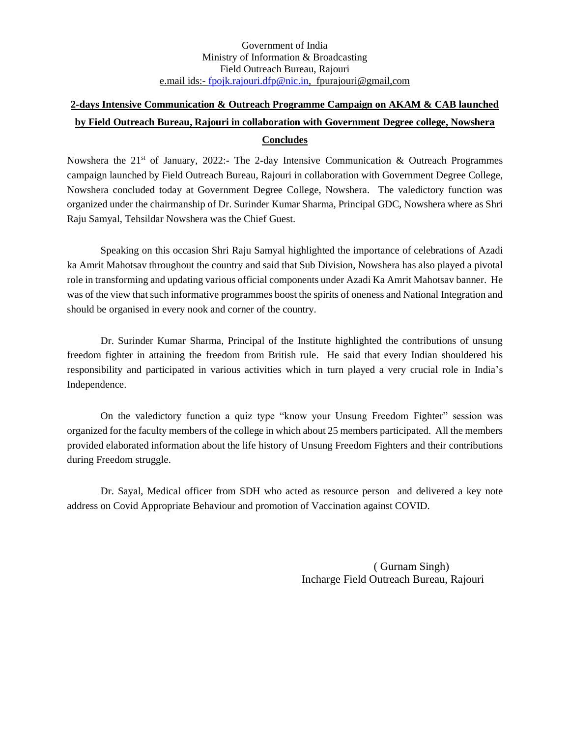Government of India
Ministry of Information & Broadcasting
Field Outreach Bureau, Rajouri
e.mail ids:- fpojk.rajouri.dfp@nic.in, fpurajouri@gmail,com

**2-days Intensive Communication & Outreach Programme Campaign on AKAM & CAB launched by Field Outreach Bureau, Rajouri in collaboration with Government Degree college, Nowshera Concludes**

Nowshera the 21st of January, 2022:- The 2-day Intensive Communication & Outreach Programmes campaign launched by Field Outreach Bureau, Rajouri in collaboration with Government Degree College, Nowshera concluded today at Government Degree College, Nowshera. The valedictory function was organized under the chairmanship of Dr. Surinder Kumar Sharma, Principal GDC, Nowshera where as Shri Raju Samyal, Tehsildar Nowshera was the Chief Guest.

Speaking on this occasion Shri Raju Samyal highlighted the importance of celebrations of Azadi ka Amrit Mahotsav throughout the country and said that Sub Division, Nowshera has also played a pivotal role in transforming and updating various official components under Azadi Ka Amrit Mahotsav banner. He was of the view that such informative programmes boost the spirits of oneness and National Integration and should be organised in every nook and corner of the country.

Dr. Surinder Kumar Sharma, Principal of the Institute highlighted the contributions of unsung freedom fighter in attaining the freedom from British rule. He said that every Indian shouldered his responsibility and participated in various activities which in turn played a very crucial role in India's Independence.

On the valedictory function a quiz type "know your Unsung Freedom Fighter" session was organized for the faculty members of the college in which about 25 members participated. All the members provided elaborated information about the life history of Unsung Freedom Fighters and their contributions during Freedom struggle.

Dr. Sayal, Medical officer from SDH who acted as resource person and delivered a key note address on Covid Appropriate Behaviour and promotion of Vaccination against COVID.

( Gurnam Singh)
Incharge Field Outreach Bureau, Rajouri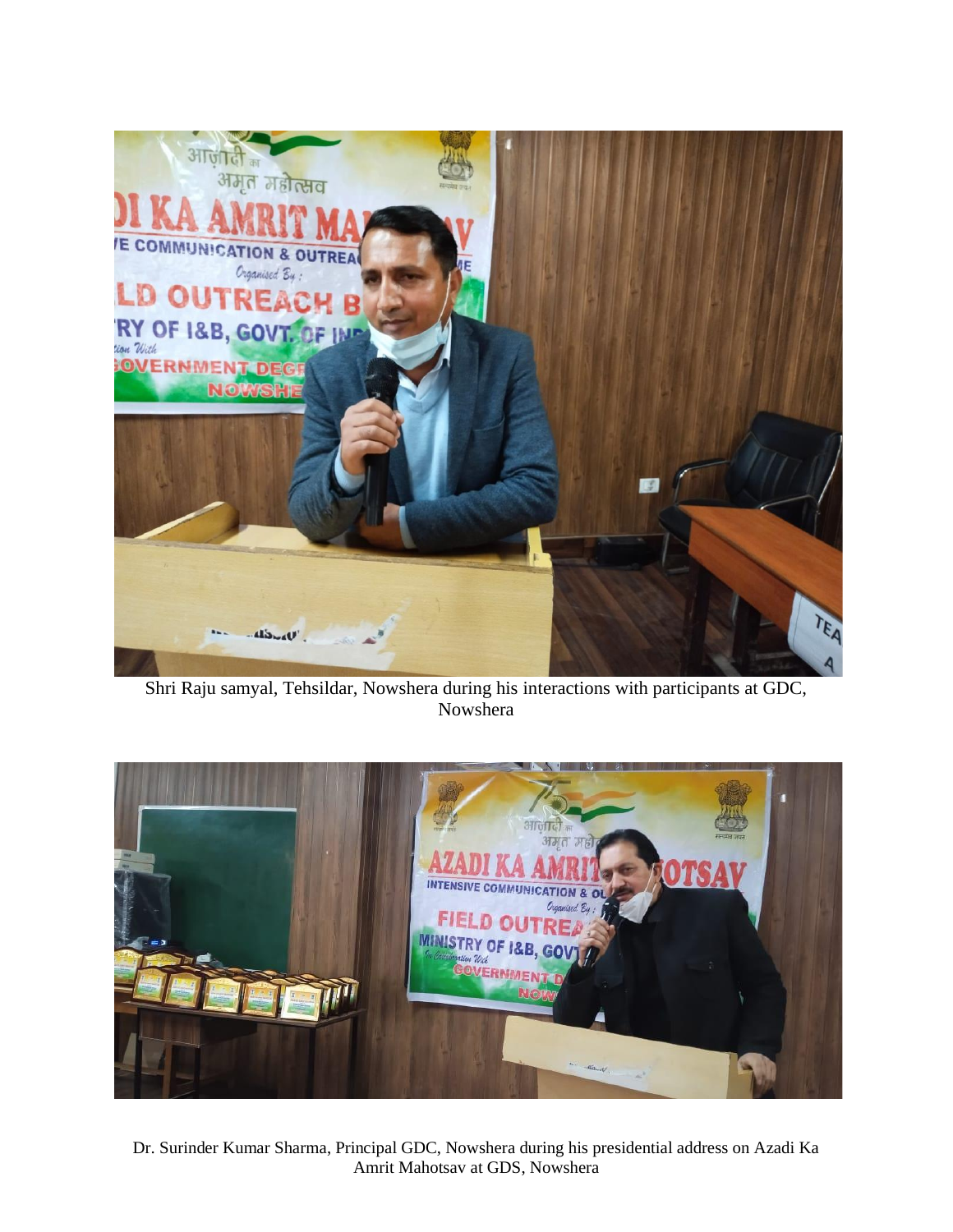Shri Raju samyal, Tehsildar, Nowshera during his interactions with participants at GDC, Nowshera

Dr. Surinder Kumar Sharma, Principal GDC, Nowshera during his presidential address on Azadi Ka Amrit Mahotsav at GDS, Nowshera